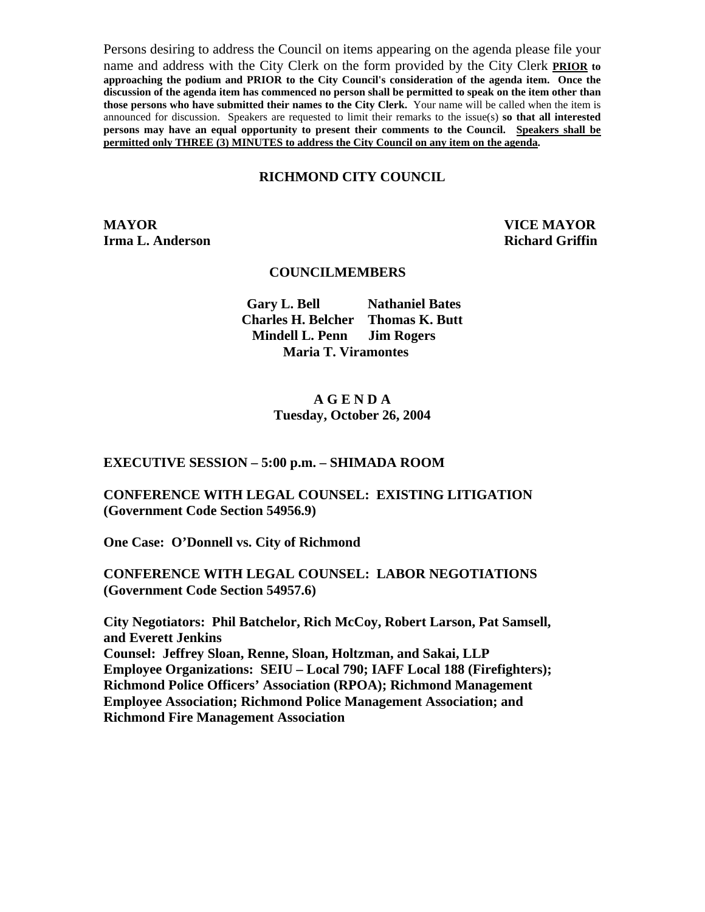Persons desiring to address the Council on items appearing on the agenda please file your name and address with the City Clerk on the form provided by the City Clerk **PRIOR to approaching the podium and PRIOR to the City Council's consideration of the agenda item. Once the discussion of the agenda item has commenced no person shall be permitted to speak on the item other than those persons who have submitted their names to the City Clerk.** Your name will be called when the item is announced for discussion. Speakers are requested to limit their remarks to the issue(s) **so that all interested persons may have an equal opportunity to present their comments to the Council. Speakers shall be permitted only THREE (3) MINUTES to address the City Council on any item on the agenda.**

# RICHMOND CITY COUNCIL

**MAYOR**
**Irma L. Anderson**

**VICE MAYOR**
**Richard Griffin**

## COUNCILMEMBERS

**Gary L. Bell** **Nathaniel Bates**
**Charles H. Belcher** **Thomas K. Butt**
**Mindell L. Penn** **Jim Rogers**
**Maria T. Viramontes**

## A G E N D A

**Tuesday, October 26, 2004**

**EXECUTIVE SESSION – 5:00 p.m. – SHIMADA ROOM**

**CONFERENCE WITH LEGAL COUNSEL: EXISTING LITIGATION (Government Code Section 54956.9)**

**One Case: O'Donnell vs. City of Richmond**

**CONFERENCE WITH LEGAL COUNSEL: LABOR NEGOTIATIONS (Government Code Section 54957.6)**

**City Negotiators: Phil Batchelor, Rich McCoy, Robert Larson, Pat Samsell, and Everett Jenkins**
**Counsel: Jeffrey Sloan, Renne, Sloan, Holtzman, and Sakai, LLP**
**Employee Organizations: SEIU – Local 790; IAFF Local 188 (Firefighters); Richmond Police Officers' Association (RPOA); Richmond Management Employee Association; Richmond Police Management Association; and Richmond Fire Management Association**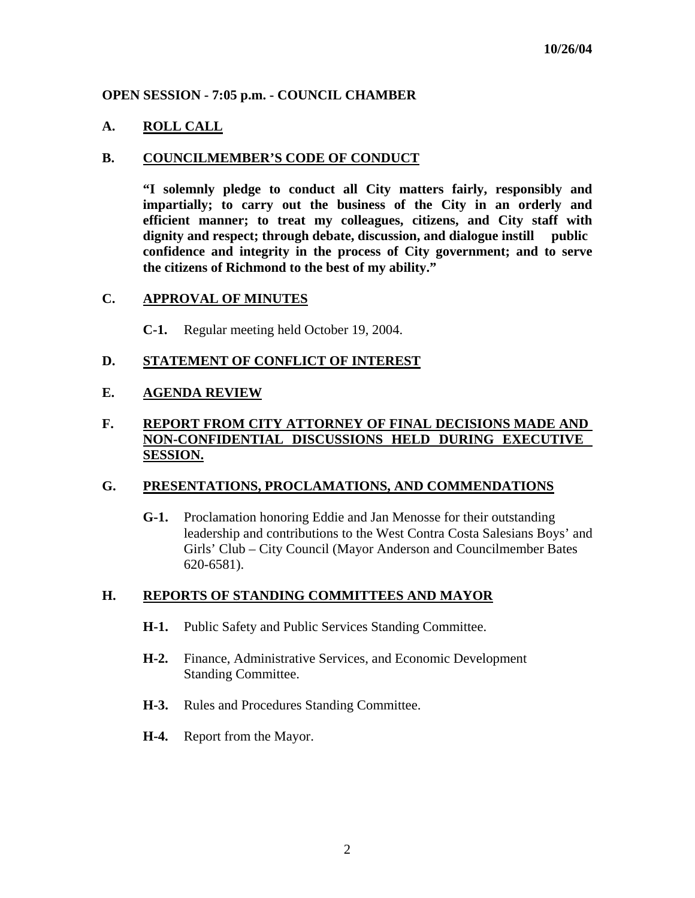10/26/04

**OPEN SESSION - 7:05 p.m. - COUNCIL CHAMBER**

## A. ROLL CALL

## B. COUNCILMEMBER'S CODE OF CONDUCT

**"I solemnly pledge to conduct all City matters fairly, responsibly and impartially; to carry out the business of the City in an orderly and efficient manner; to treat my colleagues, citizens, and City staff with dignity and respect; through debate, discussion, and dialogue instill public confidence and integrity in the process of City government; and to serve the citizens of Richmond to the best of my ability."**

## C. APPROVAL OF MINUTES

**C-1.** Regular meeting held October 19, 2004.

## D. STATEMENT OF CONFLICT OF INTEREST

## E. AGENDA REVIEW

## F. REPORT FROM CITY ATTORNEY OF FINAL DECISIONS MADE AND NON-CONFIDENTIAL DISCUSSIONS HELD DURING EXECUTIVE SESSION.

## G. PRESENTATIONS, PROCLAMATIONS, AND COMMENDATIONS

**G-1.** Proclamation honoring Eddie and Jan Menosse for their outstanding leadership and contributions to the West Contra Costa Salesians Boys' and Girls' Club – City Council (Mayor Anderson and Councilmember Bates 620-6581).

## H. REPORTS OF STANDING COMMITTEES AND MAYOR

**H-1.** Public Safety and Public Services Standing Committee.

**H-2.** Finance, Administrative Services, and Economic Development Standing Committee.

**H-3.** Rules and Procedures Standing Committee.

**H-4.** Report from the Mayor.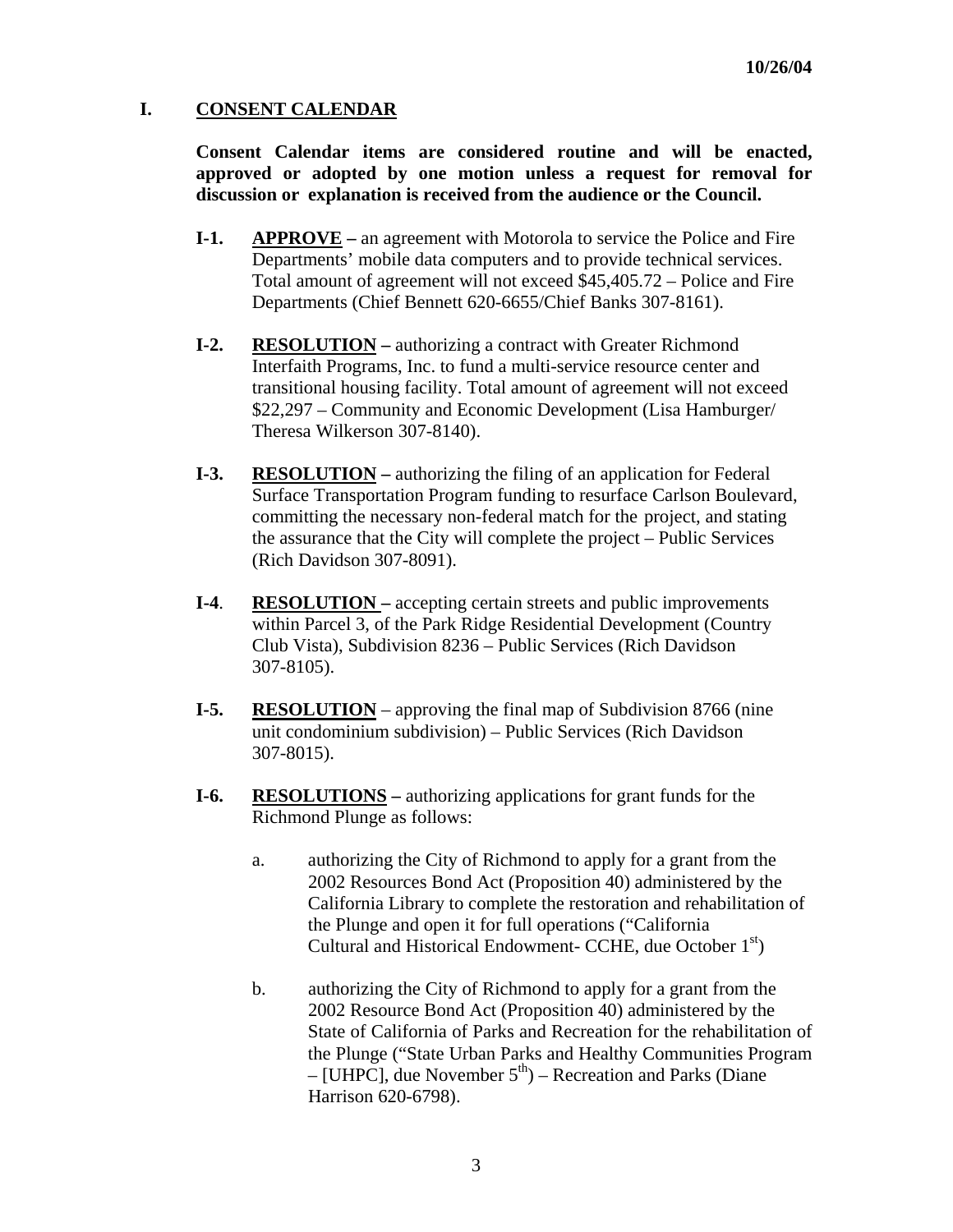## I. CONSENT CALENDAR

**Consent Calendar items are considered routine and will be enacted, approved or adopted by one motion unless a request for removal for discussion or explanation is received from the audience or the Council.**

**I-1.** **APPROVE –** an agreement with Motorola to service the Police and Fire Departments' mobile data computers and to provide technical services. Total amount of agreement will not exceed $45,405.72 – Police and Fire Departments (Chief Bennett 620-6655/Chief Banks 307-8161).

**I-2.** **RESOLUTION –** authorizing a contract with Greater Richmond Interfaith Programs, Inc. to fund a multi-service resource center and transitional housing facility. Total amount of agreement will not exceed $22,297 – Community and Economic Development (Lisa Hamburger/ Theresa Wilkerson 307-8140).

**I-3.** **RESOLUTION –** authorizing the filing of an application for Federal Surface Transportation Program funding to resurface Carlson Boulevard, committing the necessary non-federal match for the project, and stating the assurance that the City will complete the project – Public Services (Rich Davidson 307-8091).

**I-4**. **RESOLUTION –** accepting certain streets and public improvements within Parcel 3, of the Park Ridge Residential Development (Country Club Vista), Subdivision 8236 – Public Services (Rich Davidson 307-8105).

**I-5.** **RESOLUTION** – approving the final map of Subdivision 8766 (nine unit condominium subdivision) – Public Services (Rich Davidson 307-8015).

**I-6.** **RESOLUTIONS –** authorizing applications for grant funds for the Richmond Plunge as follows:

a. authorizing the City of Richmond to apply for a grant from the 2002 Resources Bond Act (Proposition 40) administered by the California Library to complete the restoration and rehabilitation of the Plunge and open it for full operations ("California Cultural and Historical Endowment- CCHE, due October 1st)

b. authorizing the City of Richmond to apply for a grant from the 2002 Resource Bond Act (Proposition 40) administered by the State of California of Parks and Recreation for the rehabilitation of the Plunge ("State Urban Parks and Healthy Communities Program – [UHPC], due November 5th) – Recreation and Parks (Diane Harrison 620-6798).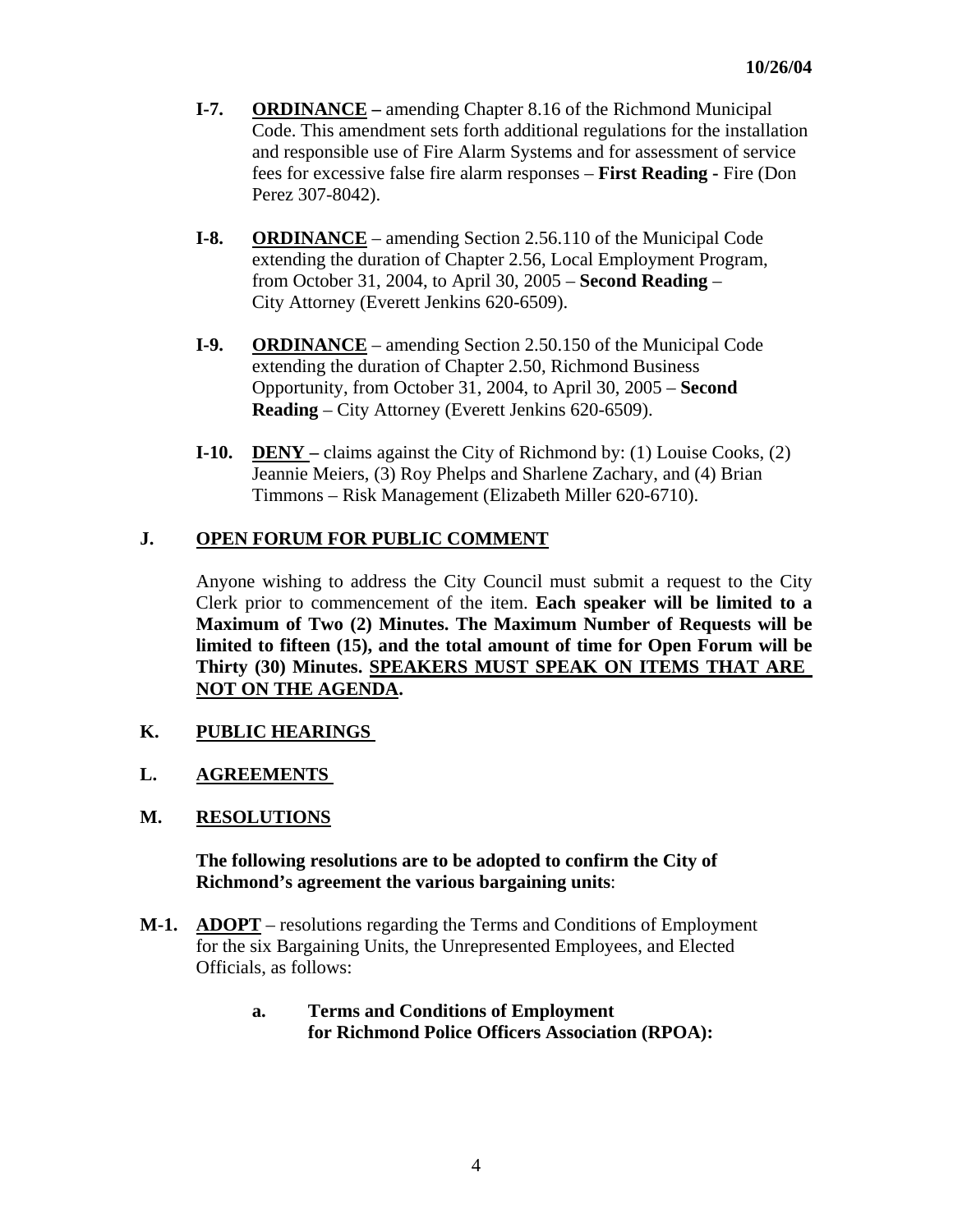**I-7.** **ORDINANCE –** amending Chapter 8.16 of the Richmond Municipal Code. This amendment sets forth additional regulations for the installation and responsible use of Fire Alarm Systems and for assessment of service fees for excessive false fire alarm responses – **First Reading -** Fire (Don Perez 307-8042).

**I-8.** **ORDINANCE** – amending Section 2.56.110 of the Municipal Code extending the duration of Chapter 2.56, Local Employment Program, from October 31, 2004, to April 30, 2005 – **Second Reading** – City Attorney (Everett Jenkins 620-6509).

**I-9.** **ORDINANCE** – amending Section 2.50.150 of the Municipal Code extending the duration of Chapter 2.50, Richmond Business Opportunity, from October 31, 2004, to April 30, 2005 – **Second Reading** – City Attorney (Everett Jenkins 620-6509).

**I-10.** **DENY –** claims against the City of Richmond by: (1) Louise Cooks, (2) Jeannie Meiers, (3) Roy Phelps and Sharlene Zachary, and (4) Brian Timmons – Risk Management (Elizabeth Miller 620-6710).

## J. OPEN FORUM FOR PUBLIC COMMENT

Anyone wishing to address the City Council must submit a request to the City Clerk prior to commencement of the item. **Each speaker will be limited to a Maximum of Two (2) Minutes. The Maximum Number of Requests will be limited to fifteen (15), and the total amount of time for Open Forum will be Thirty (30) Minutes. SPEAKERS MUST SPEAK ON ITEMS THAT ARE NOT ON THE AGENDA.**

## K. PUBLIC HEARINGS

## L. AGREEMENTS

## M. RESOLUTIONS

**The following resolutions are to be adopted to confirm the City of Richmond's agreement the various bargaining units**:

**M-1.** **ADOPT** – resolutions regarding the Terms and Conditions of Employment for the six Bargaining Units, the Unrepresented Employees, and Elected Officials, as follows:

**a. Terms and Conditions of Employment for Richmond Police Officers Association (RPOA):**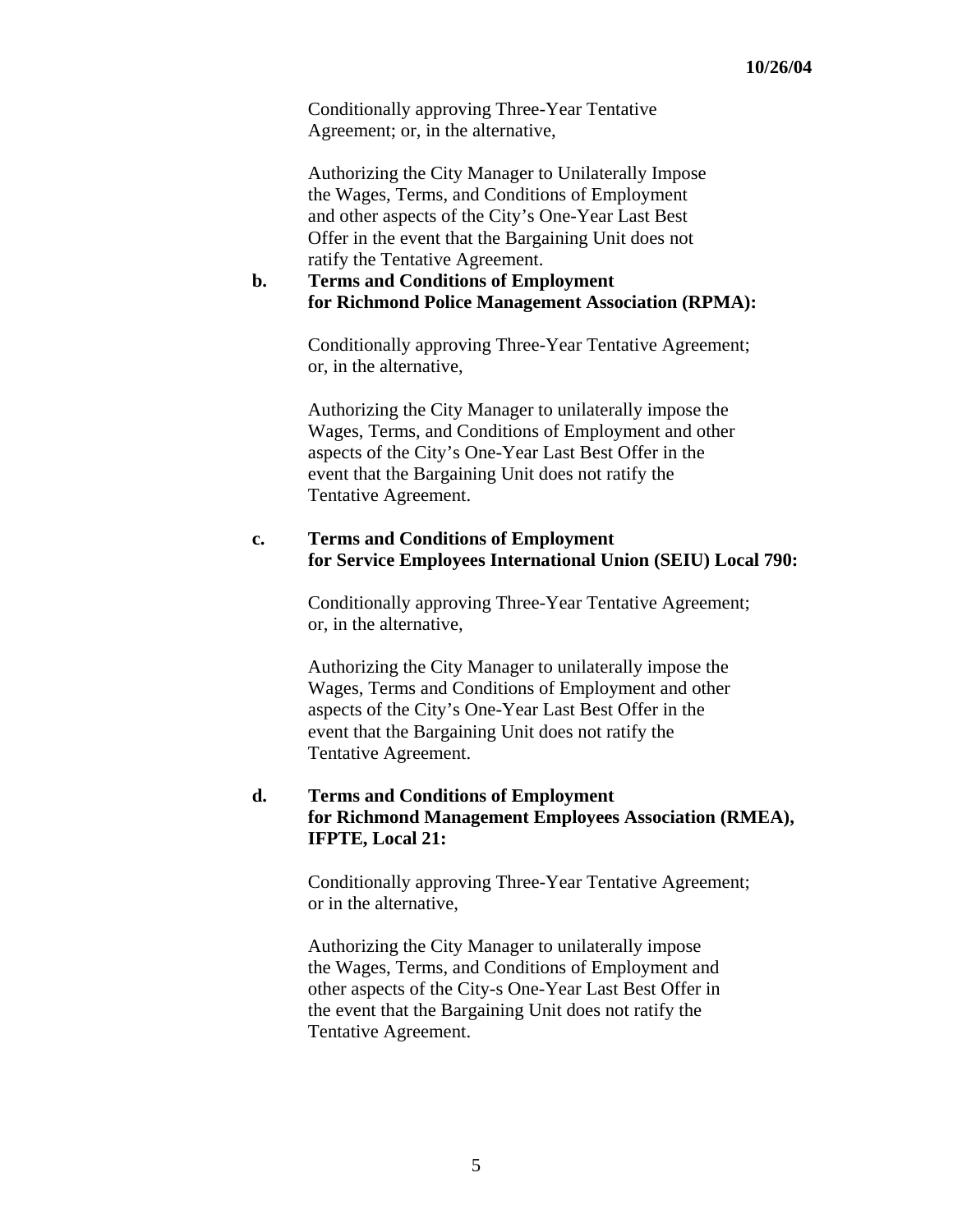Conditionally approving Three-Year Tentative Agreement; or, in the alternative,

Authorizing the City Manager to Unilaterally Impose the Wages, Terms, and Conditions of Employment and other aspects of the City's One-Year Last Best Offer in the event that the Bargaining Unit does not ratify the Tentative Agreement.

**b. Terms and Conditions of Employment for Richmond Police Management Association (RPMA):**

Conditionally approving Three-Year Tentative Agreement; or, in the alternative,

Authorizing the City Manager to unilaterally impose the Wages, Terms, and Conditions of Employment and other aspects of the City's One-Year Last Best Offer in the event that the Bargaining Unit does not ratify the Tentative Agreement.

**c. Terms and Conditions of Employment for Service Employees International Union (SEIU) Local 790:**

Conditionally approving Three-Year Tentative Agreement; or, in the alternative,

Authorizing the City Manager to unilaterally impose the Wages, Terms and Conditions of Employment and other aspects of the City's One-Year Last Best Offer in the event that the Bargaining Unit does not ratify the Tentative Agreement.

**d. Terms and Conditions of Employment for Richmond Management Employees Association (RMEA), IFPTE, Local 21:**

Conditionally approving Three-Year Tentative Agreement; or in the alternative,

Authorizing the City Manager to unilaterally impose the Wages, Terms, and Conditions of Employment and other aspects of the City-s One-Year Last Best Offer in the event that the Bargaining Unit does not ratify the Tentative Agreement.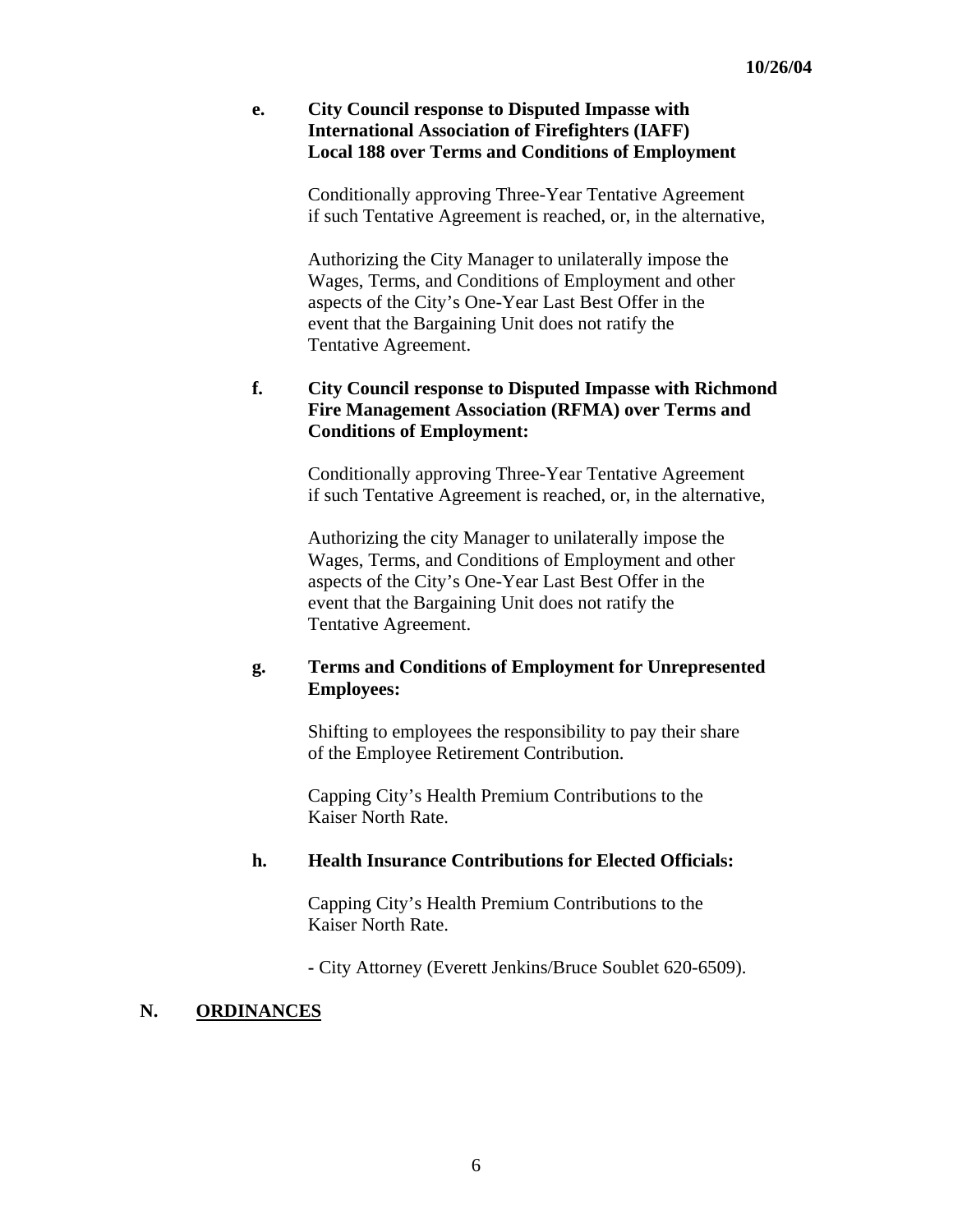**e. City Council response to Disputed Impasse with International Association of Firefighters (IAFF) Local 188 over Terms and Conditions of Employment**

Conditionally approving Three-Year Tentative Agreement if such Tentative Agreement is reached, or, in the alternative,

Authorizing the City Manager to unilaterally impose the Wages, Terms, and Conditions of Employment and other aspects of the City's One-Year Last Best Offer in the event that the Bargaining Unit does not ratify the Tentative Agreement.

**f. City Council response to Disputed Impasse with Richmond Fire Management Association (RFMA) over Terms and Conditions of Employment:**

Conditionally approving Three-Year Tentative Agreement if such Tentative Agreement is reached, or, in the alternative,

Authorizing the city Manager to unilaterally impose the Wages, Terms, and Conditions of Employment and other aspects of the City's One-Year Last Best Offer in the event that the Bargaining Unit does not ratify the Tentative Agreement.

**g. Terms and Conditions of Employment for Unrepresented Employees:**

Shifting to employees the responsibility to pay their share of the Employee Retirement Contribution.

Capping City's Health Premium Contributions to the Kaiser North Rate.

**h. Health Insurance Contributions for Elected Officials:**

Capping City's Health Premium Contributions to the Kaiser North Rate.

- City Attorney (Everett Jenkins/Bruce Soublet 620-6509).

## N. <u>ORDINANCES</u>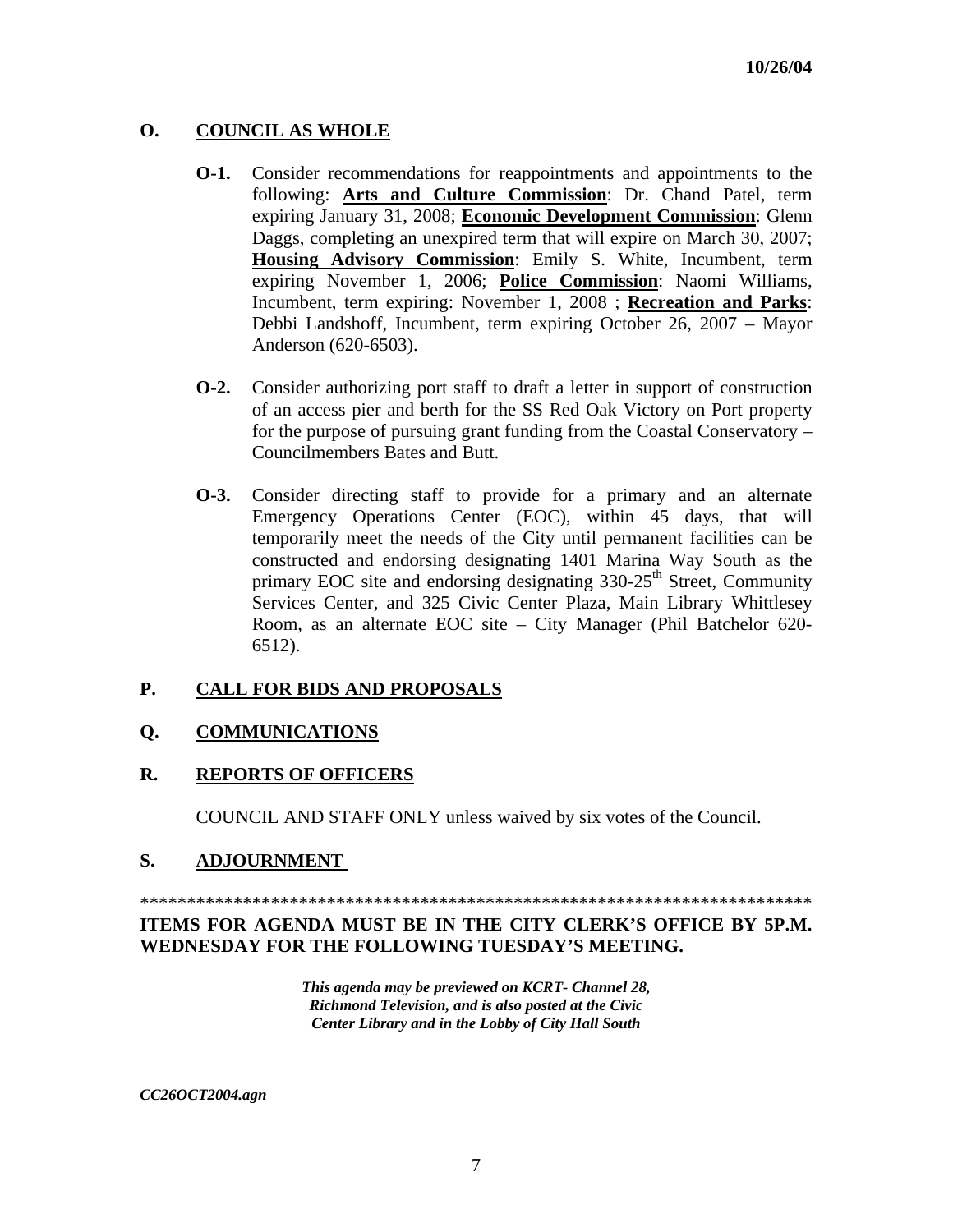10/26/04

## O. COUNCIL AS WHOLE

**O-1.** Consider recommendations for reappointments and appointments to the following: **Arts and Culture Commission**: Dr. Chand Patel, term expiring January 31, 2008; **Economic Development Commission**: Glenn Daggs, completing an unexpired term that will expire on March 30, 2007; **Housing Advisory Commission**: Emily S. White, Incumbent, term expiring November 1, 2006; **Police Commission**: Naomi Williams, Incumbent, term expiring: November 1, 2008 ; **Recreation and Parks**: Debbi Landshoff, Incumbent, term expiring October 26, 2007 – Mayor Anderson (620-6503).

**O-2.** Consider authorizing port staff to draft a letter in support of construction of an access pier and berth for the SS Red Oak Victory on Port property for the purpose of pursuing grant funding from the Coastal Conservatory – Councilmembers Bates and Butt.

**O-3.** Consider directing staff to provide for a primary and an alternate Emergency Operations Center (EOC), within 45 days, that will temporarily meet the needs of the City until permanent facilities can be constructed and endorsing designating 1401 Marina Way South as the primary EOC site and endorsing designating 330-25th Street, Community Services Center, and 325 Civic Center Plaza, Main Library Whittlesey Room, as an alternate EOC site – City Manager (Phil Batchelor 620-6512).

## P. CALL FOR BIDS AND PROPOSALS

## Q. COMMUNICATIONS

## R. REPORTS OF OFFICERS

COUNCIL AND STAFF ONLY unless waived by six votes of the Council.

## S. ADJOURNMENT

*************************************************************************

**ITEMS FOR AGENDA MUST BE IN THE CITY CLERK'S OFFICE BY 5P.M. WEDNESDAY FOR THE FOLLOWING TUESDAY'S MEETING.**

***This agenda may be previewed on KCRT- Channel 28, Richmond Television, and is also posted at the Civic Center Library and in the Lobby of City Hall South***

***CC26OCT2004.agn***